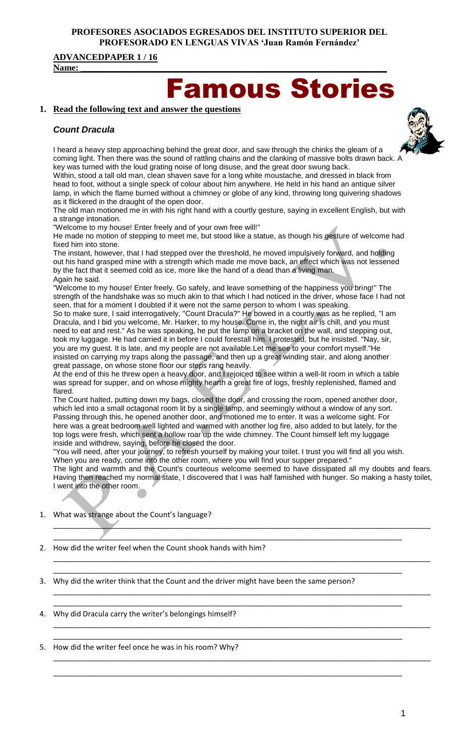**PROFESORES ASOCIADOS EGRESADOS DEL INSTITUTO SUPERIOR DEL PROFESORADO EN LENGUAS VIVAS 'Juan Ramón Fernández'**

**ADVANCEDPAPER 1 / 16**

**Name: \_\_\_\_\_\_\_\_\_\_\_\_\_\_\_\_\_\_\_\_\_\_\_\_\_\_\_\_\_\_\_\_\_\_\_\_\_\_\_\_\_\_\_\_\_\_\_\_\_\_\_\_\_\_\_\_\_\_\_\_**

# Famous Stories

## 1. Read the following text and answer the questions

### *Count Dracula*

I heard a heavy step approaching behind the great door, and saw through the chinks the gleam of a coming light. Then there was the sound of rattling chains and the clanking of massive bolts drawn back. A key was turned with the loud grating noise of long disuse, and the great door swung back.

Within, stood a tall old man, clean shaven save for a long white moustache, and dressed in black from head to foot, without a single speck of colour about him anywhere. He held in his hand an antique silver lamp, in which the flame burned without a chimney or globe of any kind, throwing long quivering shadows as it flickered in the draught of the open door.

The old man motioned me in with his right hand with a courtly gesture, saying in excellent English, but with a strange intonation.

"Welcome to my house! Enter freely and of your own free will!"

He made no motion of stepping to meet me, but stood like a statue, as though his gesture of welcome had fixed him into stone.

The instant, however, that I had stepped over the threshold, he moved impulsively forward, and holding out his hand grasped mine with a strength which made me move back, an effect which was not lessened by the fact that it seemed cold as ice, more like the hand of a dead than a living man.

Again he said.

"Welcome to my house! Enter freely. Go safely, and leave something of the happiness you bring!" The strength of the handshake was so much akin to that which I had noticed in the driver, whose face I had not seen, that for a moment I doubted if it were not the same person to whom I was speaking.

So to make sure, I said interrogatively, "Count Dracula?" He bowed in a courtly was as he replied, "I am Dracula, and I bid you welcome, Mr. Harker, to my house. Come in, the night air is chill, and you must need to eat and rest." As he was speaking, he put the lamp on a bracket on the wall, and stepping out, took my luggage. He had carried it in before I could forestall him. I protested, but he insisted. "Nay, sir, you are my guest. It is late, and my people are not available.Let me see to your comfort myself."He insisted on carrying my traps along the passage, and then up a great winding stair, and along another great passage, on whose stone floor our steps rang heavily.

At the end of this he threw open a heavy door, and I rejoiced to see within a well-lit room in which a table was spread for supper, and on whose mighty hearth a great fire of logs, freshly replenished, flamed and flared.

The Count halted, putting down my bags, closed the door, and crossing the room, opened another door, which led into a small octagonal room lit by a single lamp, and seemingly without a window of any sort. Passing through this, he opened another door, and motioned me to enter. It was a welcome sight. For here was a great bedroom well lighted and warmed with another log fire, also added to but lately, for the top logs were fresh, which sent a hollow roar up the wide chimney. The Count himself left my luggage inside and withdrew, saying, before he closed the door.

"You will need, after your journey, to refresh yourself by making your toilet. I trust you will find all you wish. When you are ready, come into the other room, where you will find your supper prepared."

The light and warmth and the Count's courteous welcome seemed to have dissipated all my doubts and fears. Having then reached my normal state, I discovered that I was half famished with hunger. So making a hasty toilet, I went into the other room.

1. What was strange about the Count's language?

\_\_\_\_\_\_\_\_\_\_\_\_\_\_\_\_\_\_\_\_\_\_\_\_\_\_\_\_\_\_\_\_\_\_\_\_\_\_\_\_\_\_\_\_\_\_\_\_\_\_\_\_\_\_\_\_\_\_\_\_\_\_\_\_\_\_\_\_\_\_\_\_\_\_\_\_\_\_

2. How did the writer feel when the Count shook hands with him?

\_\_\_\_\_\_\_\_\_\_\_\_\_\_\_\_\_\_\_\_\_\_\_\_\_\_\_\_\_\_\_\_\_\_\_\_\_\_\_\_\_\_\_\_\_\_\_\_\_\_\_\_\_\_\_\_\_\_\_\_\_\_\_\_\_\_\_\_\_\_\_\_\_\_\_\_\_\_

3. Why did the writer think that the Count and the driver might have been the same person?

\_\_\_\_\_\_\_\_\_\_\_\_\_\_\_\_\_\_\_\_\_\_\_\_\_\_\_\_\_\_\_\_\_\_\_\_\_\_\_\_\_\_\_\_\_\_\_\_\_\_\_\_\_\_\_\_\_\_\_\_\_\_\_\_\_\_\_\_\_\_\_\_\_\_\_\_\_\_

4. Why did Dracula carry the writer's belongings himself?

\_\_\_\_\_\_\_\_\_\_\_\_\_\_\_\_\_\_\_\_\_\_\_\_\_\_\_\_\_\_\_\_\_\_\_\_\_\_\_\_\_\_\_\_\_\_\_\_\_\_\_\_\_\_\_\_\_\_\_\_\_\_\_\_\_\_\_\_\_\_\_\_\_\_\_\_\_\_

5. How did the writer feel once he was in his room? Why?

\_\_\_\_\_\_\_\_\_\_\_\_\_\_\_\_\_\_\_\_\_\_\_\_\_\_\_\_\_\_\_\_\_\_\_\_\_\_\_\_\_\_\_\_\_\_\_\_\_\_\_\_\_\_\_\_\_\_\_\_\_\_\_\_\_\_\_\_\_\_\_\_\_\_\_\_\_\_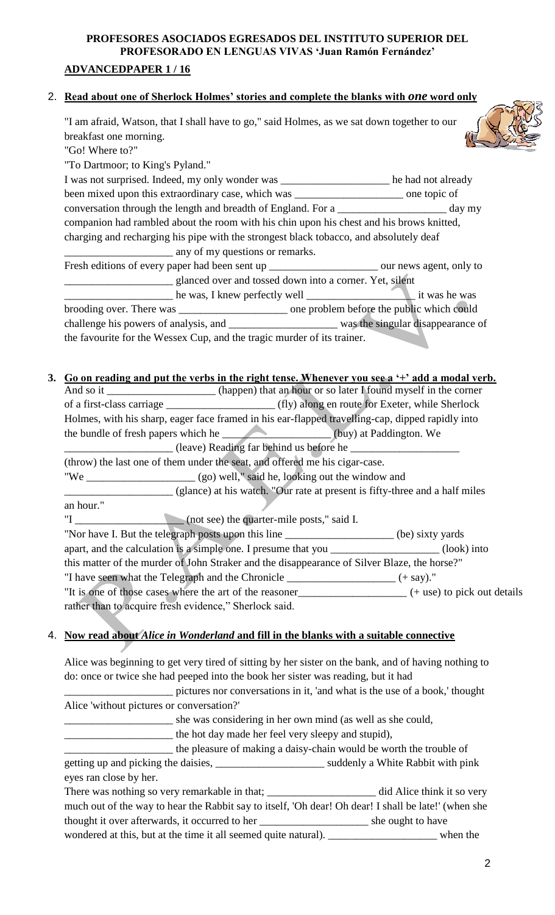**PROFESORES ASOCIADOS EGRESADOS DEL INSTITUTO SUPERIOR DEL PROFESORADO EN LENGUAS VIVAS 'Juan Ramón Fernández'**

**ADVANCEDPAPER 1 / 16**

2. **Read about one of Sherlock Holmes' stories and complete the blanks with *one* word only**

"I am afraid, Watson, that I shall have to go," said Holmes, as we sat down together to our breakfast one morning.
"Go! Where to?"
"To Dartmoor; to King's Pyland."
I was not surprised. Indeed, my only wonder was ____________________ he had not already been mixed upon this extraordinary case, which was ____________________ one topic of conversation through the length and breadth of England. For a ____________________ day my companion had rambled about the room with his chin upon his chest and his brows knitted, charging and recharging his pipe with the strongest black tobacco, and absolutely deaf ____________________ any of my questions or remarks.
Fresh editions of every paper had been sent up ____________________ our news agent, only to ____________________ glanced over and tossed down into a corner. Yet, silent ____________________ he was, I knew perfectly well ____________________ it was he was brooding over. There was ____________________ one problem before the public which could challenge his powers of analysis, and ____________________ was the singular disappearance of the favourite for the Wessex Cup, and the tragic murder of its trainer.

3. **Go on reading and put the verbs in the right tense. Whenever you see a '+' add a modal verb.**

And so it ____________________ (happen) that an hour or so later I found myself in the corner of a first-class carriage ____________________ (fly) along en route for Exeter, while Sherlock Holmes, with his sharp, eager face framed in his ear-flapped travelling-cap, dipped rapidly into the bundle of fresh papers which he ____________________ (buy) at Paddington. We ____________________ (leave) Reading far behind us before he ____________________ (throw) the last one of them under the seat, and offered me his cigar-case.
"We ____________________ (go) well," said he, looking out the window and ____________________ (glance) at his watch. "Our rate at present is fifty-three and a half miles an hour."
"I ____________________ (not see) the quarter-mile posts," said I.
"Nor have I. But the telegraph posts upon this line ____________________ (be) sixty yards apart, and the calculation is a simple one. I presume that you ____________________ (look) into this matter of the murder of John Straker and the disappearance of Silver Blaze, the horse?"
"I have seen what the Telegraph and the Chronicle ____________________ (+ say)."
"It is one of those cases where the art of the reasoner____________________ (+ use) to pick out details rather than to acquire fresh evidence," Sherlock said.

4. **Now read about *Alice in Wonderland* and fill in the blanks with a suitable connective**

Alice was beginning to get very tired of sitting by her sister on the bank, and of having nothing to do: once or twice she had peeped into the book her sister was reading, but it had ____________________ pictures nor conversations in it, 'and what is the use of a book,' thought Alice 'without pictures or conversation?'
____________________ she was considering in her own mind (as well as she could, ____________________ the hot day made her feel very sleepy and stupid), ____________________ the pleasure of making a daisy-chain would be worth the trouble of getting up and picking the daisies, ____________________ suddenly a White Rabbit with pink eyes ran close by her.
There was nothing so very remarkable in that; ____________________ did Alice think it so very much out of the way to hear the Rabbit say to itself, 'Oh dear! Oh dear! I shall be late!' (when she thought it over afterwards, it occurred to her ____________________ she ought to have wondered at this, but at the time it all seemed quite natural). ____________________ when the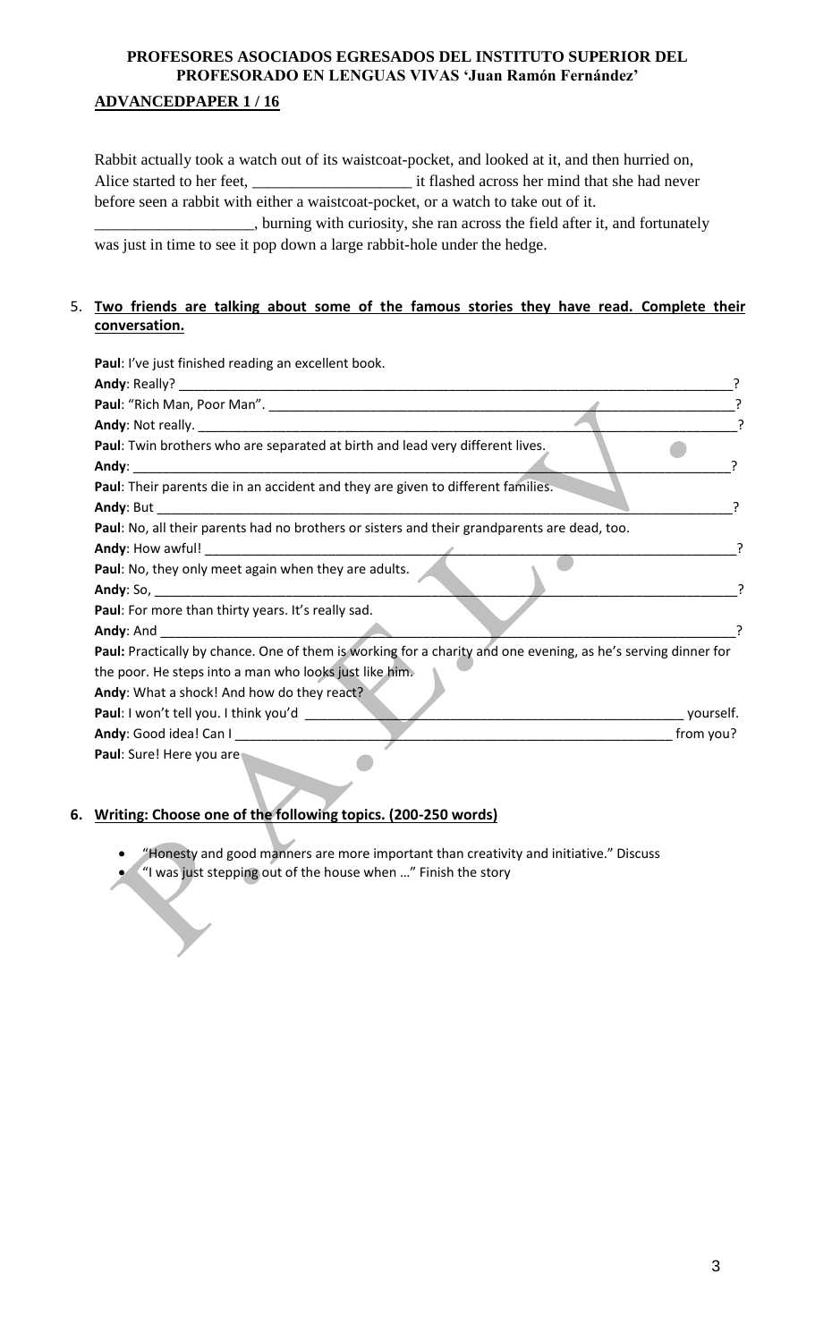**PROFESORES ASOCIADOS EGRESADOS DEL INSTITUTO SUPERIOR DEL PROFESORADO EN LENGUAS VIVAS 'Juan Ramón Fernández'**

**ADVANCEDPAPER 1 / 16**

Rabbit actually took a watch out of its waistcoat-pocket, and looked at it, and then hurried on, Alice started to her feet, ____________________ it flashed across her mind that she had never before seen a rabbit with either a waistcoat-pocket, or a watch to take out of it. ____________________, burning with curiosity, she ran across the field after it, and fortunately was just in time to see it pop down a large rabbit-hole under the hedge.

5. **Two friends are talking about some of the famous stories they have read. Complete their conversation.**

**Paul**: I've just finished reading an excellent book.

**Andy**: Really? ________________________________________________?

**Paul**: "Rich Man, Poor Man". ________________________________________________?

**Andy**: Not really. ________________________________________________?

**Paul**: Twin brothers who are separated at birth and lead very different lives.

**Andy**: ________________________________________________?

**Paul**: Their parents die in an accident and they are given to different families.

**Andy**: But ________________________________________________?

**Paul**: No, all their parents had no brothers or sisters and their grandparents are dead, too.

**Andy**: How awful! ________________________________________________?

**Paul**: No, they only meet again when they are adults.

**Andy**: So, ________________________________________________?

**Paul**: For more than thirty years. It's really sad.

**Andy**: And ________________________________________________?

**Paul:** Practically by chance. One of them is working for a charity and one evening, as he's serving dinner for the poor. He steps into a man who looks just like him.

**Andy**: What a shock! And how do they react?

**Paul**: I won't tell you. I think you'd ________________________________________ yourself.

**Andy**: Good idea! Can I ________________________________________ from you?

**Paul**: Sure! Here you are.

6. **Writing: Choose one of the following topics. (200-250 words)**

- "Honesty and good manners are more important than creativity and initiative." Discuss
- "I was just stepping out of the house when …" Finish the story